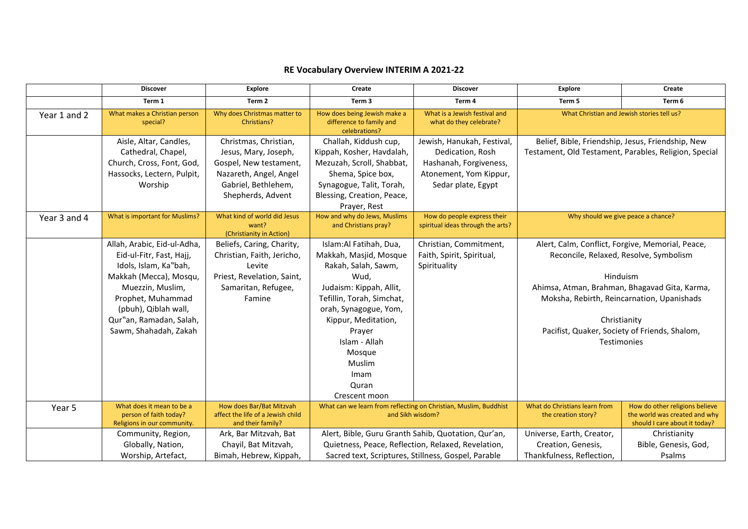## RE Vocabulary Overview INTERIM A 2021-22

| | Discover | Explore | Create | Discover | Explore | Create |
|---|---|---|---|---|---|---|
| | Term 1 | Term 2 | Term 3 | Term 4 | Term 5 | Term 6 |
| Year 1 and 2 | What makes a Christian person special? | Why does Christmas matter to Christians? | How does being Jewish make a difference to family and celebrations? | What is a Jewish festival and what do they celebrate? | What Christian and Jewish stories tell us? | |
| | Aisle, Altar, Candles, Cathedral, Chapel, Church, Cross, Font, God, Hassocks, Lectern, Pulpit, Worship | Christmas, Christian, Jesus, Mary, Joseph, Gospel, New testament, Nazareth, Angel, Angel Gabriel, Bethlehem, Shepherds, Advent | Challah, Kiddush cup, Kippah, Kosher, Havdalah, Mezuzah, Scroll, Shabbat, Shema, Spice box, Synagogue, Talit, Torah, Blessing, Creation, Peace, Prayer, Rest | Jewish, Hanukah, Festival, Dedication, Rosh Hashanah, Forgiveness, Atonement, Yom Kippur, Sedar plate, Egypt | Belief, Bible, Friendship, Jesus, Friendship, New Testament, Old Testament, Parables, Religion, Special | |
| Year 3 and 4 | What is important for Muslims? | What kind of world did Jesus want? (Christianity in Action) | How and why do Jews, Muslims and Christians pray? | How do people express their spiritual ideas through the arts? | Why should we give peace a chance? | |
| | Allah, Arabic, Eid-ul-Adha, Eid-ul-Fitr, Fast, Hajj, Idols, Islam, Ka"bah, Makkah (Mecca), Mosqu, Muezzin, Muslim, Prophet, Muhammad (pbuh), Qiblah wall, Qur"an, Ramadan, Salah, Sawm, Shahadah, Zakah | Beliefs, Caring, Charity, Christian, Faith, Jericho, Levite Priest, Revelation, Saint, Samaritan, Refugee, Famine | Islam:Al Fatihah, Dua, Makkah, Masjid, Mosque Rakah, Salah, Sawm, Wud, Judaism: Kippah, Allit, Tefillin, Torah, Simchat, orah, Synagogue, Yom, Kippur, Meditation, Prayer Islam - Allah Mosque Muslim Imam Quran Crescent moon | Christian, Commitment, Faith, Spirit, Spiritual, Spirituality | Alert, Calm, Conflict, Forgive, Memorial, Peace, Reconcile, Relaxed, Resolve, Symbolism<br><br>Hinduism<br>Ahimsa, Atman, Brahman, Bhagavad Gita, Karma, Moksha, Rebirth, Reincarnation, Upanishads<br><br>Christianity<br>Pacifist, Quaker, Society of Friends, Shalom, Testimonies | |
| Year 5 | What does it mean to be a person of faith today? Religions in our community. | How does Bar/Bat Mitzvah affect the life of a Jewish child and their family? | What can we learn from reflecting on Christian, Muslim, Buddhist and Sikh wisdom? | | What do Christians learn from the creation story? | How do other religions believe the world was created and why should I care about it today? |
| | Community, Region, Globally, Nation, Worship, Artefact, | Ark, Bar Mitzvah, Bat Chayil, Bat Mitzvah, Bimah, Hebrew, Kippah, | Alert, Bible, Guru Granth Sahib, Quotation, Qur'an, Quietness, Peace, Reflection, Relaxed, Revelation, Sacred text, Scriptures, Stillness, Gospel, Parable | | Universe, Earth, Creator, Creation, Genesis, Thankfulness, Reflection, | Christianity<br>Bible, Genesis, God, Psalms |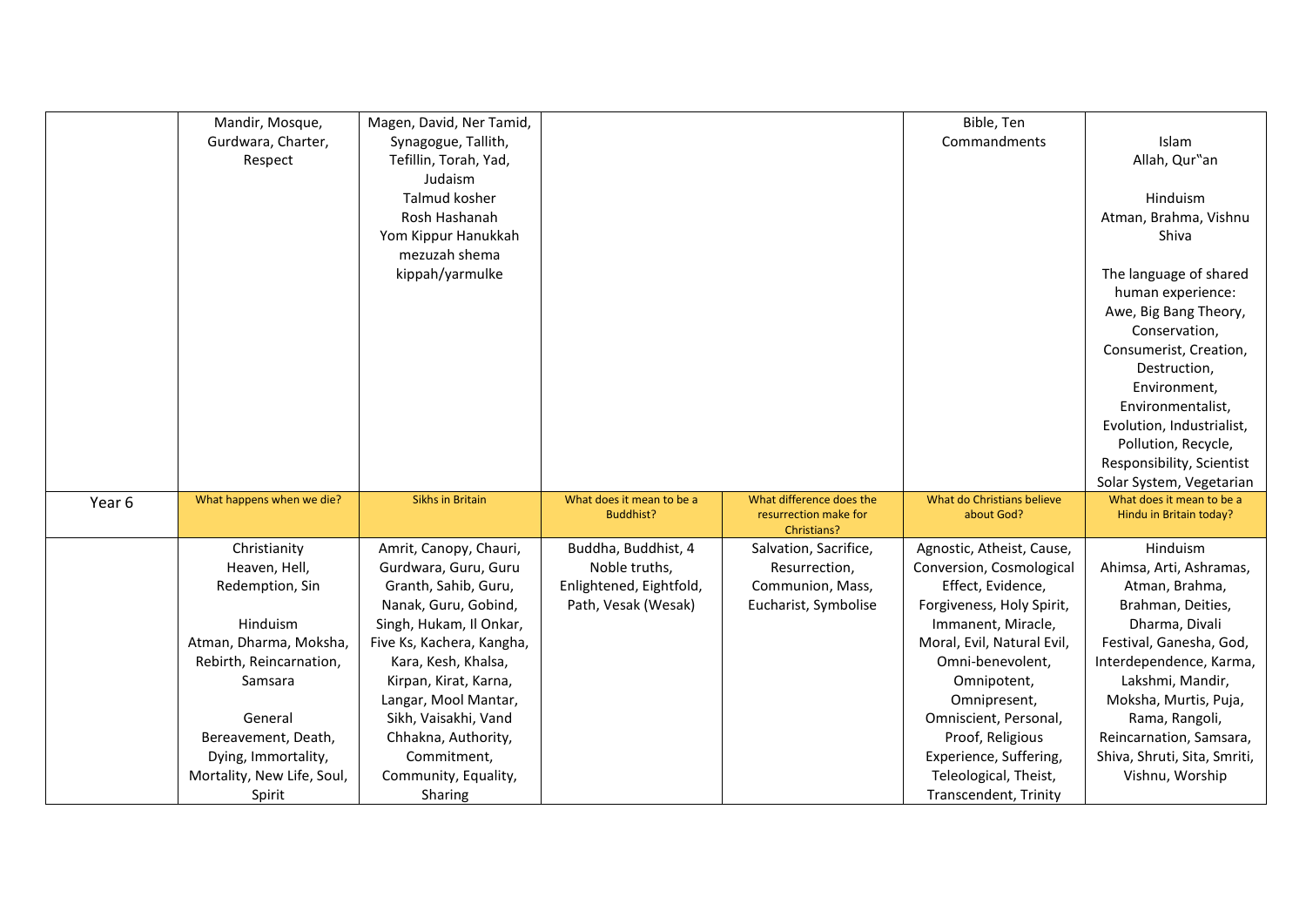| | | | | | | |
|---|---|---|---|---|---|---|
| | Mandir, Mosque, Gurdwara, Charter, Respect | Magen, David, Ner Tamid, Synagogue, Tallith, Tefillin, Torah, Yad, Judaism<br>Talmud kosher<br>Rosh Hashanah<br>Yom Kippur Hanukkah<br>mezuzah shema<br>kippah/yarmulke | | | Bible, Ten Commandments | Islam<br>Allah, Qur"an<br><br>Hinduism<br>Atman, Brahma, Vishnu Shiva<br><br>The language of shared human experience:<br>Awe, Big Bang Theory, Conservation, Consumerist, Creation, Destruction, Environment, Environmentalist, Evolution, Industrialist, Pollution, Recycle, Responsibility, Scientist Solar System, Vegetarian |
| Year 6 | What happens when we die? | Sikhs in Britain | What does it mean to be a Buddhist? | What difference does the resurrection make for Christians? | What do Christians believe about God? | What does it mean to be a Hindu in Britain today? |
| | Christianity<br>Heaven, Hell, Redemption, Sin<br><br>Hinduism<br>Atman, Dharma, Moksha, Rebirth, Reincarnation, Samsara<br><br>General<br>Bereavement, Death, Dying, Immortality, Mortality, New Life, Soul, Spirit | Amrit, Canopy, Chauri, Gurdwara, Guru, Guru Granth, Sahib, Guru, Nanak, Guru, Gobind, Singh, Hukam, Il Onkar, Five Ks, Kachera, Kangha, Kara, Kesh, Khalsa, Kirpan, Kirat, Karna, Langar, Mool Mantar, Sikh, Vaisakhi, Vand Chhakna, Authority, Commitment, Community, Equality, Sharing | Buddha, Buddhist, 4 Noble truths, Enlightened, Eightfold, Path, Vesak (Wesak) | Salvation, Sacrifice, Resurrection, Communion, Mass, Eucharist, Symbolise | Agnostic, Atheist, Cause, Conversion, Cosmological Effect, Evidence, Forgiveness, Holy Spirit, Immanent, Miracle, Moral, Evil, Natural Evil, Omni-benevolent, Omnipotent, Omnipresent, Omniscient, Personal, Proof, Religious Experience, Suffering, Teleological, Theist, Transcendent, Trinity | Hinduism<br>Ahimsa, Arti, Ashramas, Atman, Brahma, Brahman, Deities, Dharma, Divali Festival, Ganesha, God, Interdependence, Karma, Lakshmi, Mandir, Moksha, Murtis, Puja, Rama, Rangoli, Reincarnation, Samsara, Shiva, Shruti, Sita, Smriti, Vishnu, Worship |